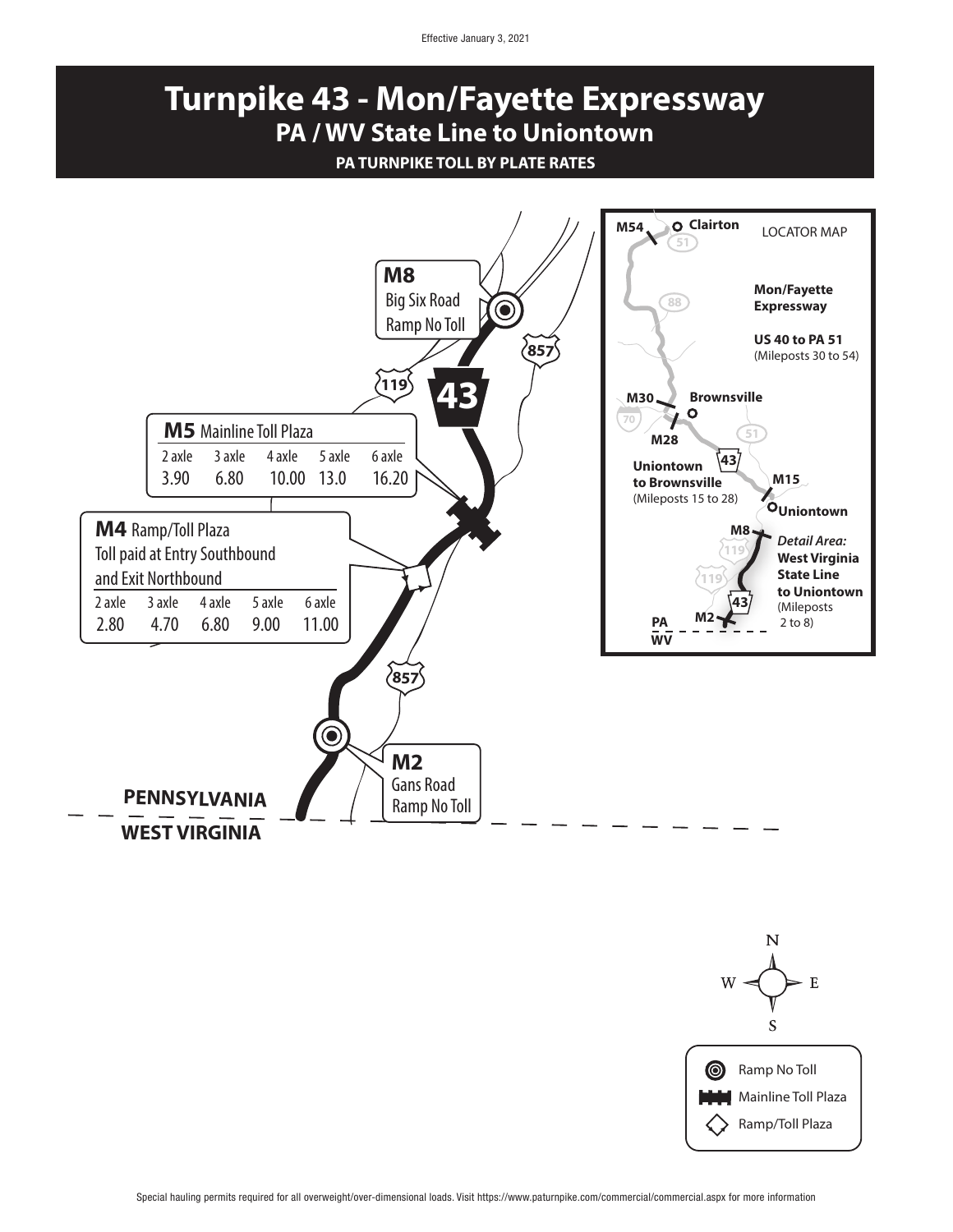Effective January 3, 2021

# Turnpike 43 - Mon/Fayette Expressway

## PA / WV State Line to Uniontown

**PA TURNPIKE TOLL BY PLATE RATES**

**M8** Big Six Road Ramp No Toll

**M5** Mainline Toll Plaza

| 2 axle | 3 axle | 4 axle | 5 axle | 6 axle |
|---|---|---|---|---|
| 3.90 | 6.80 | 10.00 | 13.0 | 16.20 |

**M4** Ramp/Toll Plaza
Toll paid at Entry Southbound and Exit Northbound

| 2 axle | 3 axle | 4 axle | 5 axle | 6 axle |
|---|---|---|---|---|
| 2.80 | 4.70 | 6.80 | 9.00 | 11.00 |

**M2** Gans Road Ramp No Toll

**PENNSYLVANIA**

**WEST VIRGINIA**

LOCATOR MAP

M54 Clairton

**Mon/Fayette Expressway**

**US 40 to PA 51** (Mileposts 30 to 54)

M30 Brownsville

M28

**Uniontown to Brownsville** (Mileposts 15 to 28)

M15 Uniontown

M8

*Detail Area:* **West Virginia State Line to Uniontown** (Mileposts 2 to 8)

M2

PA / WV

Ramp No Toll

Mainline Toll Plaza

Ramp/Toll Plaza

Special hauling permits required for all overweight/over-dimensional loads. Visit https://www.paturnpike.com/commercial/commercial.aspx for more information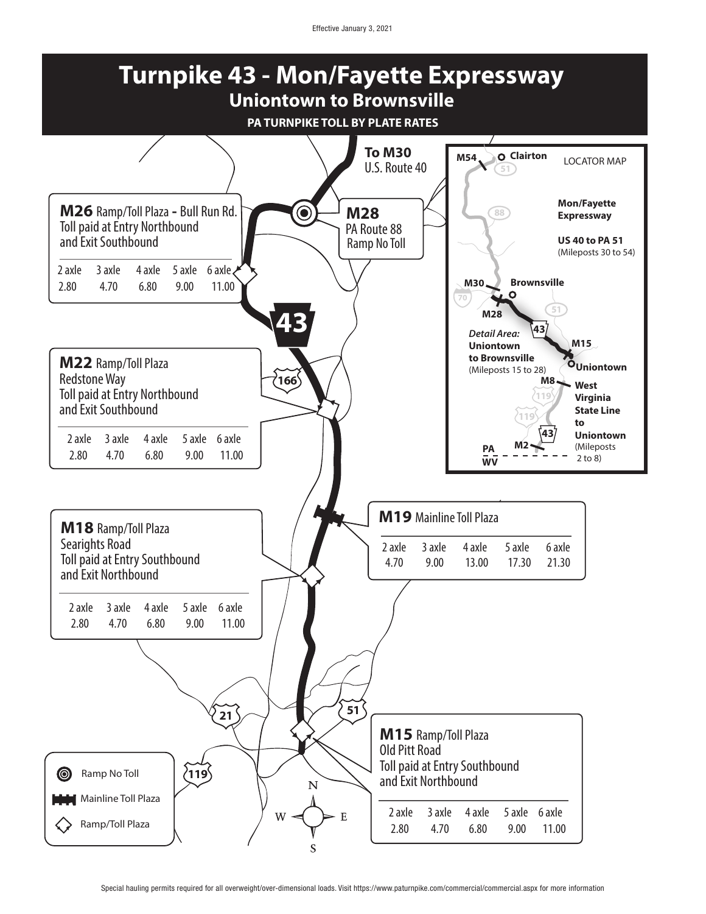Effective January 3, 2021

# Turnpike 43 - Mon/Fayette Expressway

## Uniontown to Brownsville

**PA TURNPIKE TOLL BY PLATE RATES**

**To M30**
U.S. Route 40

**M28** PA Route 88
Ramp No Toll

### M26 Ramp/Toll Plaza - Bull Run Rd.

Toll paid at Entry Northbound and Exit Southbound

| 2 axle | 3 axle | 4 axle | 5 axle | 6 axle |
|---|---|---|---|---|
| 2.80 | 4.70 | 6.80 | 9.00 | 11.00 |

### M22 Ramp/Toll Plaza

Redstone Way
Toll paid at Entry Northbound and Exit Southbound

| 2 axle | 3 axle | 4 axle | 5 axle | 6 axle |
|---|---|---|---|---|
| 2.80 | 4.70 | 6.80 | 9.00 | 11.00 |

### M19 Mainline Toll Plaza

| 2 axle | 3 axle | 4 axle | 5 axle | 6 axle |
|---|---|---|---|---|
| 4.70 | 9.00 | 13.00 | 17.30 | 21.30 |

### M18 Ramp/Toll Plaza

Searights Road
Toll paid at Entry Southbound and Exit Northbound

| 2 axle | 3 axle | 4 axle | 5 axle | 6 axle |
|---|---|---|---|---|
| 2.80 | 4.70 | 6.80 | 9.00 | 11.00 |

### M15 Ramp/Toll Plaza

Old Pitt Road
Toll paid at Entry Southbound and Exit Northbound

| 2 axle | 3 axle | 4 axle | 5 axle | 6 axle |
|---|---|---|---|---|
| 2.80 | 4.70 | 6.80 | 9.00 | 11.00 |

**Legend:**
- Ramp No Toll
- Mainline Toll Plaza
- Ramp/Toll Plaza

**LOCATOR MAP**

M54 Clairton

**Mon/Fayette Expressway**

**US 40 to PA 51** (Mileposts 30 to 54)

M30 Brownsville

M28

*Detail Area:* **Uniontown to Brownsville** (Mileposts 15 to 28)

M15 Uniontown

M8 **West Virginia State Line to Uniontown** (Mileposts 2 to 8)

M2

PA / WV

Special hauling permits required for all overweight/over-dimensional loads. Visit https://www.paturnpike.com/commercial/commercial.aspx for more information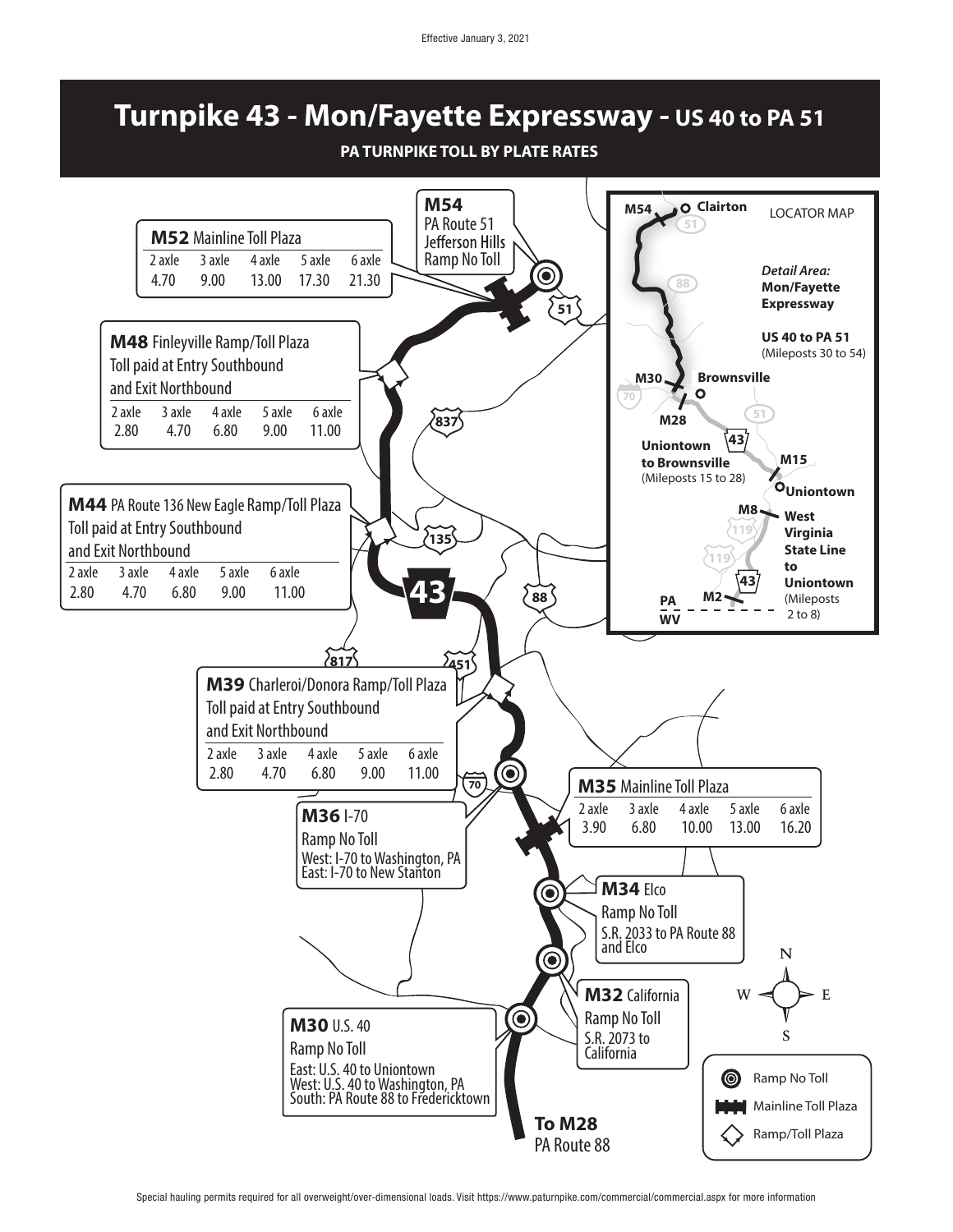Effective January 3, 2021

# Turnpike 43 - Mon/Fayette Expressway - US 40 to PA 51

**PA TURNPIKE TOLL BY PLATE RATES**

**M54** PA Route 51 Jefferson Hills Ramp No Toll

**M52** Mainline Toll Plaza

| 2 axle | 3 axle | 4 axle | 5 axle | 6 axle |
|---|---|---|---|---|
| 4.70 | 9.00 | 13.00 | 17.30 | 21.30 |

**M48** Finleyville Ramp/Toll Plaza
Toll paid at Entry Southbound and Exit Northbound

| 2 axle | 3 axle | 4 axle | 5 axle | 6 axle |
|---|---|---|---|---|
| 2.80 | 4.70 | 6.80 | 9.00 | 11.00 |

**M44** PA Route 136 New Eagle Ramp/Toll Plaza
Toll paid at Entry Southbound and Exit Northbound

| 2 axle | 3 axle | 4 axle | 5 axle | 6 axle |
|---|---|---|---|---|
| 2.80 | 4.70 | 6.80 | 9.00 | 11.00 |

**M39** Charleroi/Donora Ramp/Toll Plaza
Toll paid at Entry Southbound and Exit Northbound

| 2 axle | 3 axle | 4 axle | 5 axle | 6 axle |
|---|---|---|---|---|
| 2.80 | 4.70 | 6.80 | 9.00 | 11.00 |

**M36** I-70
Ramp No Toll
West: I-70 to Washington, PA
East: I-70 to New Stanton

**M35** Mainline Toll Plaza

| 2 axle | 3 axle | 4 axle | 5 axle | 6 axle |
|---|---|---|---|---|
| 3.90 | 6.80 | 10.00 | 13.00 | 16.20 |

**M34** Elco
Ramp No Toll
S.R. 2033 to PA Route 88 and Elco

**M32** California
Ramp No Toll
S.R. 2073 to California

**M30** U.S. 40
Ramp No Toll
East: U.S. 40 to Uniontown
West: U.S. 40 to Washington, PA
South: PA Route 88 to Fredericktown

**To M28**
PA Route 88

51, 837, 135, 43, 88, 817, 451, 70

LOCATOR MAP

M54 Clairton

*Detail Area:*
**Mon/Fayette Expressway**

**US 40 to PA 51**
(Mileposts 30 to 54)

M30 Brownsville
M28

**Uniontown to Brownsville**
(Mileposts 15 to 28)

M15 Uniontown

M8 **West Virginia State Line to Uniontown** (Mileposts 2 to 8)

M2

PA
WV

N W E S

Ramp No Toll
Mainline Toll Plaza
Ramp/Toll Plaza

Special hauling permits required for all overweight/over-dimensional loads. Visit https://www.paturnpike.com/commercial/commercial.aspx for more information